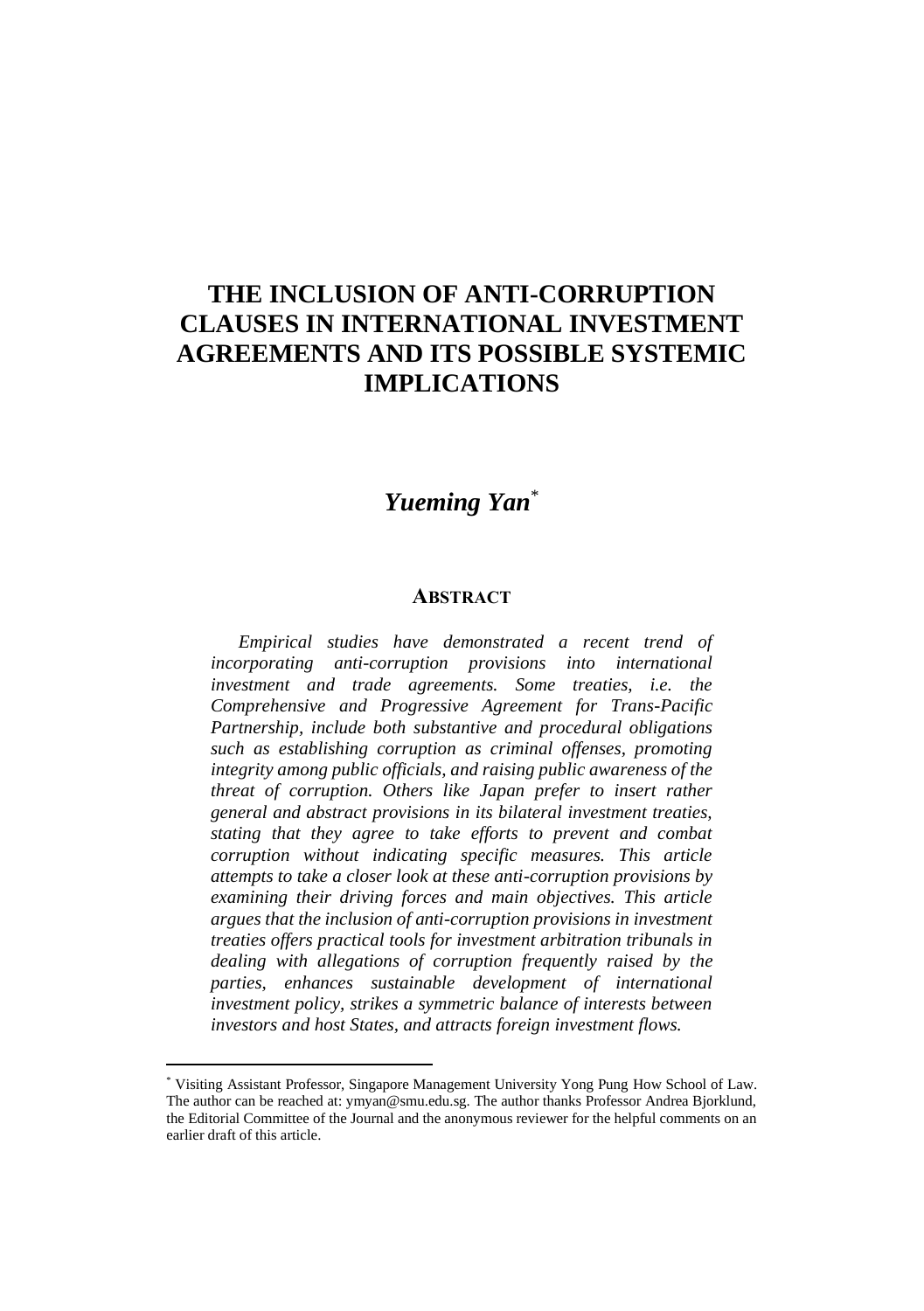# THE INCLUSION OF ANTI-CORRUPTION CLAUSES IN INTERNATIONAL INVESTMENT AGREEMENTS AND ITS POSSIBLE SYSTEMIC IMPLICATIONS

## *Yueming Yan*[*]

### ABSTRACT

*Empirical studies have demonstrated a recent trend of incorporating anti-corruption provisions into international investment and trade agreements. Some treaties, i.e. the Comprehensive and Progressive Agreement for Trans-Pacific Partnership, include both substantive and procedural obligations such as establishing corruption as criminal offenses, promoting integrity among public officials, and raising public awareness of the threat of corruption. Others like Japan prefer to insert rather general and abstract provisions in its bilateral investment treaties, stating that they agree to take efforts to prevent and combat corruption without indicating specific measures. This article attempts to take a closer look at these anti-corruption provisions by examining their driving forces and main objectives. This article argues that the inclusion of anti-corruption provisions in investment treaties offers practical tools for investment arbitration tribunals in dealing with allegations of corruption frequently raised by the parties, enhances sustainable development of international investment policy, strikes a symmetric balance of interests between investors and host States, and attracts foreign investment flows.*

---

[*] Visiting Assistant Professor, Singapore Management University Yong Pung How School of Law. The author can be reached at: ymyan@smu.edu.sg. The author thanks Professor Andrea Bjorklund, the Editorial Committee of the Journal and the anonymous reviewer for the helpful comments on an earlier draft of this article.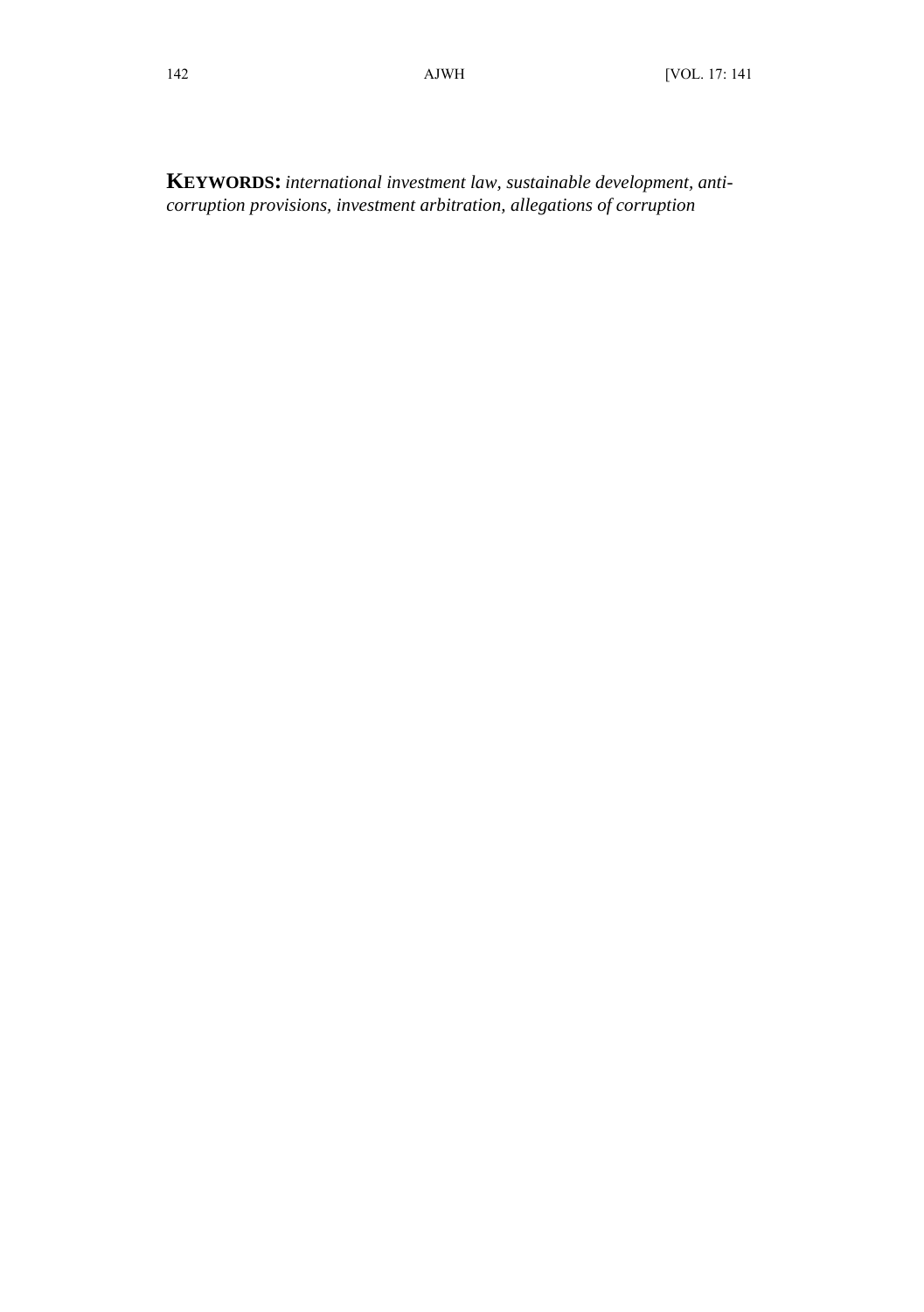**KEYWORDS:** *international investment law, sustainable development, anti-corruption provisions, investment arbitration, allegations of corruption*